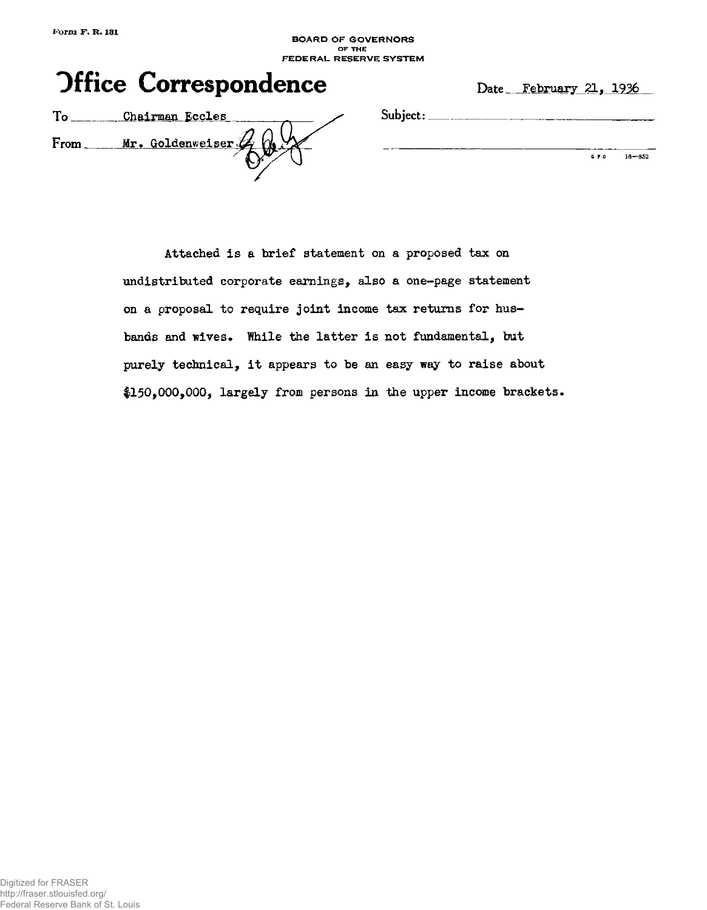Form F. R. 131

BOARD OF GOVERNORS
OF THE
FEDERAL RESERVE SYSTEM

# Office Correspondence

Date: February 21, 1936

To: Chairman Eccles

From: Mr. Goldenweiser

Subject:

Attached is a brief statement on a proposed tax on undistributed corporate earnings, also a one-page statement on a proposal to require joint income tax returns for husbands and wives. While the latter is not fundamental, but purely technical, it appears to be an easy way to raise about $150,000,000, largely from persons in the upper income brackets.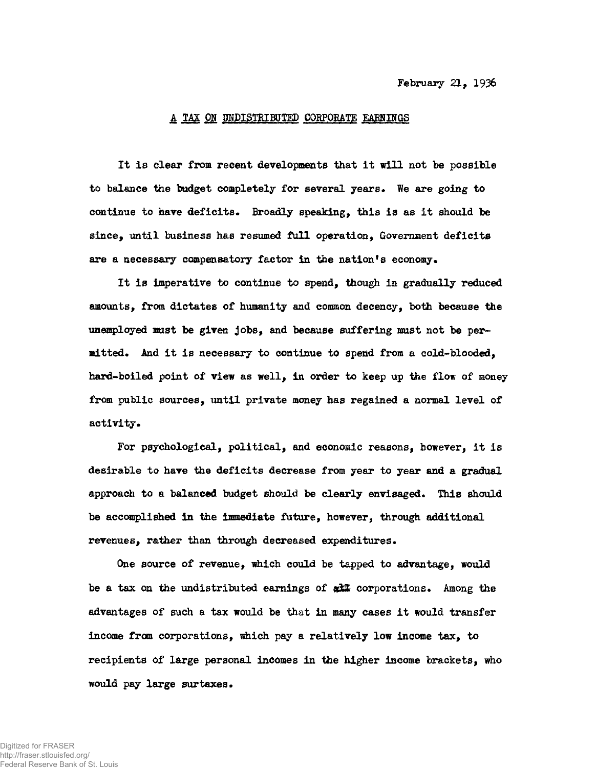February 21, 1936

# A TAX ON UNDISTRIBUTED CORPORATE EARNINGS

It is clear from recent developments that it will not be possible to balance the budget completely for several years. We are going to continue to have deficits. Broadly speaking, this is as it should be since, until business has resumed full operation, Government deficits are a necessary compensatory factor in the nation's economy.

It is imperative to continue to spend, though in gradually reduced amounts, from dictates of humanity and common decency, both because the unemployed must be given jobs, and because suffering must not be permitted. And it is necessary to continue to spend from a cold-blooded, hard-boiled point of view as well, in order to keep up the flow of money from public sources, until private money has regained a normal level of activity.

For psychological, political, and economic reasons, however, it is desirable to have the deficits decrease from year to year and a gradual approach to a balanced budget should be clearly envisaged. This should be accomplished in the immediate future, however, through additional revenues, rather than through decreased expenditures.

One source of revenue, which could be tapped to advantage, would be a tax on the undistributed earnings of all corporations. Among the advantages of such a tax would be that in many cases it would transfer income from corporations, which pay a relatively low income tax, to recipients of large personal incomes in the higher income brackets, who would pay large surtaxes.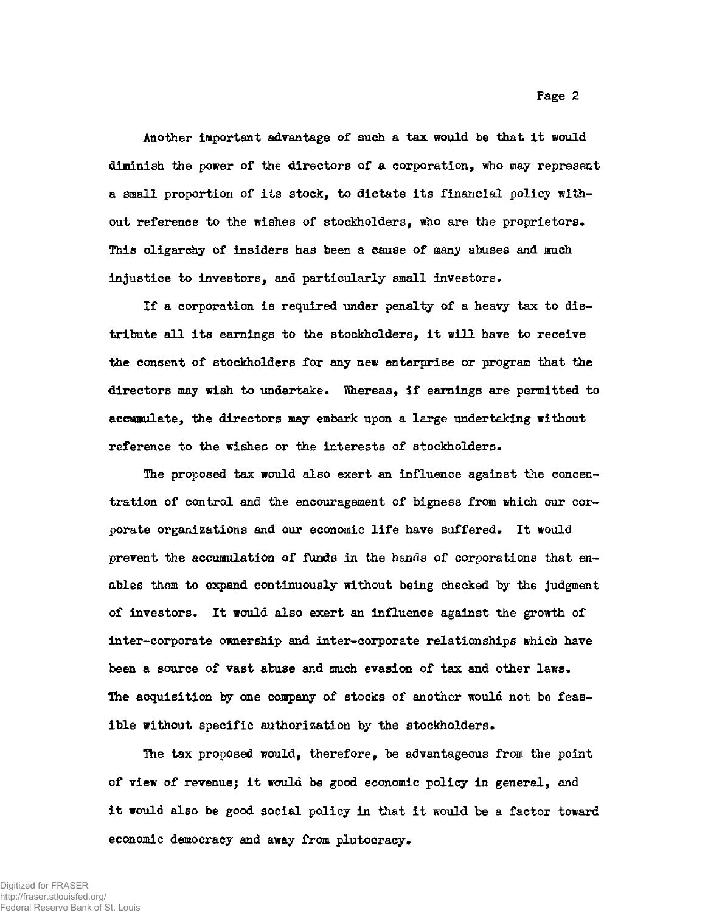Another important advantage of such a tax would be that it would diminish the power of the directors of a corporation, who may represent a small proportion of its stock, to dictate its financial policy without reference to the wishes of stockholders, who are the proprietors. This oligarchy of insiders has been a cause of many abuses and much injustice to investors, and particularly small investors.

If a corporation is required under penalty of a heavy tax to distribute all its earnings to the stockholders, it will have to receive the consent of stockholders for any new enterprise or program that the directors may wish to undertake. Whereas, if earnings are permitted to accumulate, the directors may embark upon a large undertaking without reference to the wishes or the interests of stockholders.

The proposed tax would also exert an influence against the concentration of control and the encouragement of bigness from which our corporate organizations and our economic life have suffered. It would prevent the accumulation of funds in the hands of corporations that enables them to expand continuously without being checked by the judgment of investors. It would also exert an influence against the growth of inter-corporate ownership and inter-corporate relationships which have been a source of vast abuse and much evasion of tax and other laws. The acquisition by one company of stocks of another would not be feasible without specific authorization by the stockholders.

The tax proposed would, therefore, be advantageous from the point of view of revenue; it would be good economic policy in general, and it would also be good social policy in that it would be a factor toward economic democracy and away from plutocracy.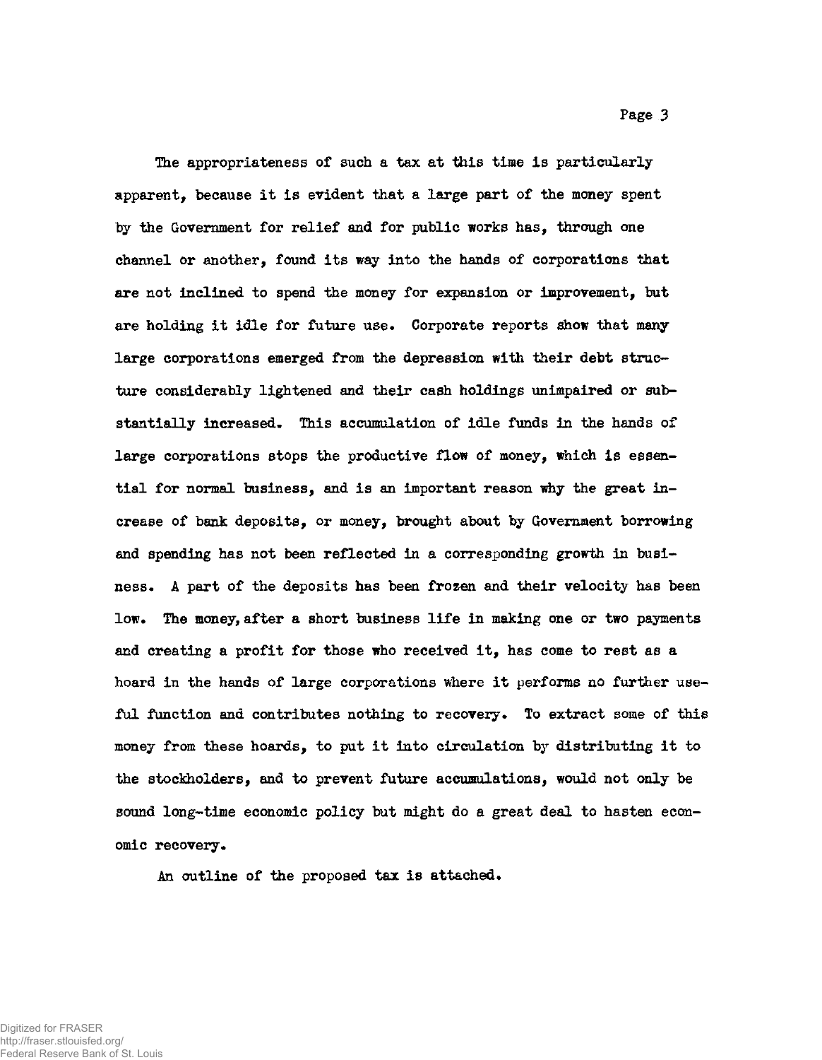The appropriateness of such a tax at this time is particularly apparent, because it is evident that a large part of the money spent by the Government for relief and for public works has, through one channel or another, found its way into the hands of corporations that are not inclined to spend the money for expansion or improvement, but are holding it idle for future use. Corporate reports show that many large corporations emerged from the depression with their debt structure considerably lightened and their cash holdings unimpaired or substantially increased. This accumulation of idle funds in the hands of large corporations stops the productive flow of money, which is essential for normal business, and is an important reason why the great increase of bank deposits, or money, brought about by Government borrowing and spending has not been reflected in a corresponding growth in business. A part of the deposits has been frozen and their velocity has been low. The money, after a short business life in making one or two payments and creating a profit for those who received it, has come to rest as a hoard in the hands of large corporations where it performs no further useful function and contributes nothing to recovery. To extract some of this money from these hoards, to put it into circulation by distributing it to the stockholders, and to prevent future accumulations, would not only be sound long-time economic policy but might do a great deal to hasten economic recovery.

An outline of the proposed tax is attached.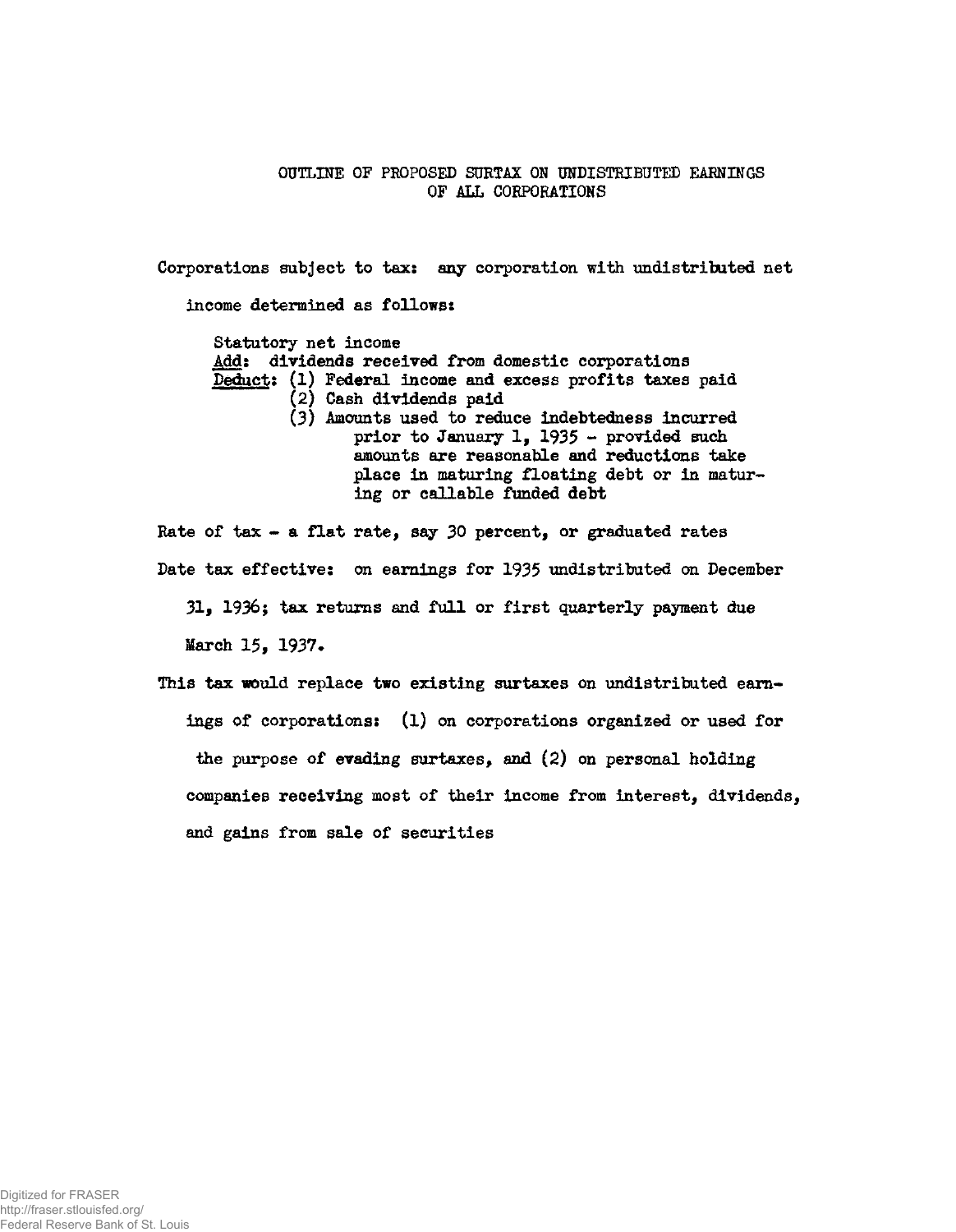# OUTLINE OF PROPOSED SURTAX ON UNDISTRIBUTED EARNINGS OF ALL CORPORATIONS

Corporations subject to tax: any corporation with undistributed net income determined as follows:

> Statutory net income
>
> Add: dividends received from domestic corporations
>
> Deduct: (1) Federal income and excess profits taxes paid
> (2) Cash dividends paid
> (3) Amounts used to reduce indebtedness incurred prior to January 1, 1935 - provided such amounts are reasonable and reductions take place in maturing floating debt or in maturing or callable funded debt

Rate of tax - a flat rate, say 30 percent, or graduated rates

Date tax effective: on earnings for 1935 undistributed on December 31, 1936; tax returns and full or first quarterly payment due March 15, 1937.

This tax would replace two existing surtaxes on undistributed earnings of corporations: (1) on corporations organized or used for the purpose of evading surtaxes, and (2) on personal holding companies receiving most of their income from interest, dividends, and gains from sale of securities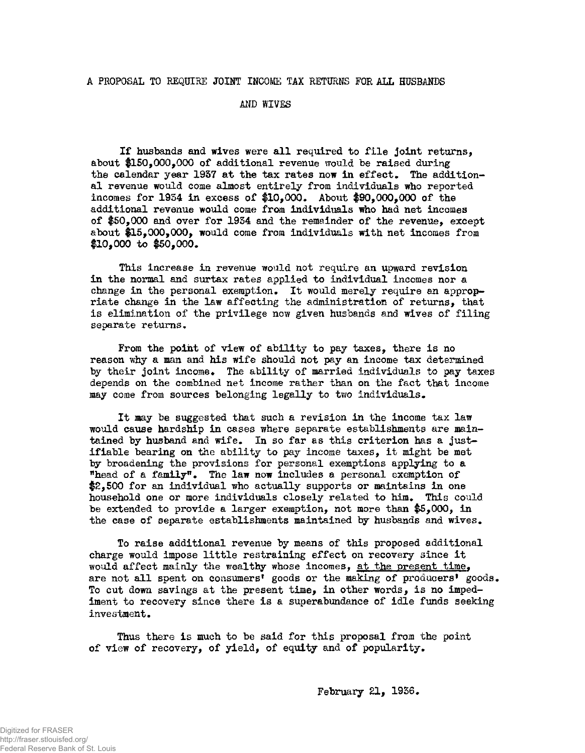A PROPOSAL TO REQUIRE JOINT INCOME TAX RETURNS FOR ALL HUSBANDS AND WIVES

If husbands and wives were all required to file joint returns, about $150,000,000 of additional revenue would be raised during the calendar year 1937 at the tax rates now in effect. The additional revenue would come almost entirely from individuals who reported incomes for 1934 in excess of $10,000. About $90,000,000 of the additional revenue would come from individuals who had net incomes of $50,000 and over for 1934 and the remainder of the revenue, except about $15,000,000, would come from individuals with net incomes from $10,000 to $50,000.

This increase in revenue would not require an upward revision in the normal and surtax rates applied to individual incomes nor a change in the personal exemption. It would merely require an appropriate change in the law affecting the administration of returns, that is elimination of the privilege now given husbands and wives of filing separate returns.

From the point of view of ability to pay taxes, there is no reason why a man and his wife should not pay an income tax determined by their joint income. The ability of married individuals to pay taxes depends on the combined net income rather than on the fact that income may come from sources belonging legally to two individuals.

It may be suggested that such a revision in the income tax law would cause hardship in cases where separate establishments are maintained by husband and wife. In so far as this criterion has a justifiable bearing on the ability to pay income taxes, it might be met by broadening the provisions for personal exemptions applying to a "head of a family". The law now includes a personal exemption of $2,500 for an individual who actually supports or maintains in one household one or more individuals closely related to him. This could be extended to provide a larger exemption, not more than $5,000, in the case of separate establishments maintained by husbands and wives.

To raise additional revenue by means of this proposed additional charge would impose little restraining effect on recovery since it would affect mainly the wealthy whose incomes, <u>at the present time,</u> are not all spent on consumers' goods or the making of producers' goods. To cut down savings at the present time, in other words, is no impediment to recovery since there is a superabundance of idle funds seeking investment.

Thus there is much to be said for this proposal from the point of view of recovery, of yield, of equity and of popularity.

February 21, 1936.